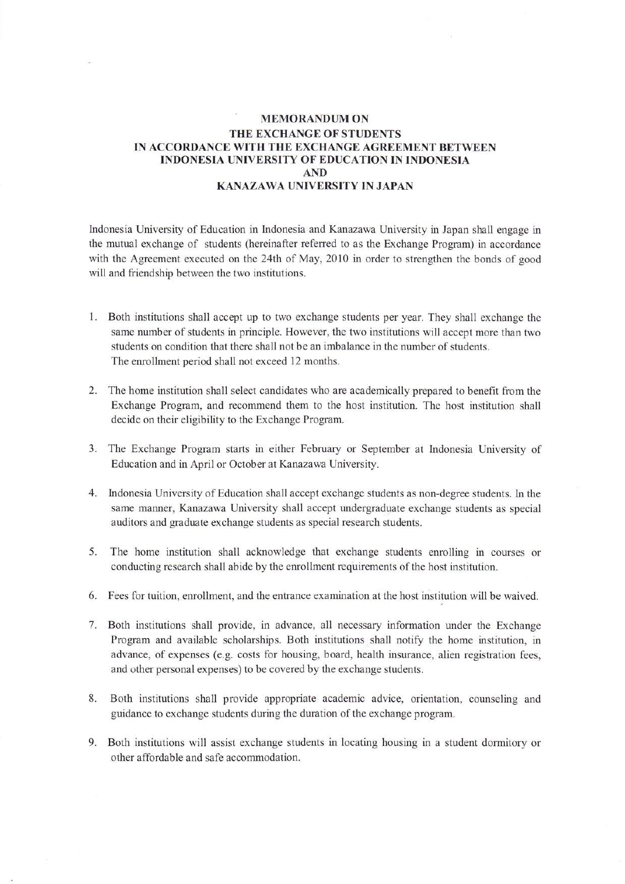# MEMORANDUM ON THE EXCHANGE OF STUDENTS IN ACCORDANCE WITH THE EXCHANGE AGREEMENT BETWEEN INDONESIA UNIVERSITY OF EDUCATION IN INDONESIA AND KANAZAWA UNIVERSITY IN JAPAN

Indonesia University of Education in Indonesia and Kanazawa University in Japan shall engage in the mutual exchange of students (hereinafter referred to as the Exchange Program) in accordance with the Agreement executed on the 24th of May, 2010 in order to strengthen the bonds of good will and friendship between the two institutions.

1. Both institutions shall accept up to two exchange students per year. They shall exchange the same number of students in principle. However, the two institutions will accept more than two students on condition that there shall not be an imbalance in the number of students. The enrollment period shall not exceed 12 months.

2. The home institution shall select candidates who are academically prepared to benefit from the Exchange Program, and recommend them to the host institution. The host institution shall decide on their eligibility to the Exchange Program.

3. The Exchange Program starts in either February or September at Indonesia University of Education and in April or October at Kanazawa University.

4. Indonesia University of Education shall accept exchange students as non-degree students. In the same manner, Kanazawa University shall accept undergraduate exchange students as special auditors and graduate exchange students as special research students.

5. The home institution shall acknowledge that exchange students enrolling in courses or conducting research shall abide by the enrollment requirements of the host institution.

6. Fees for tuition, enrollment, and the entrance examination at the host institution will be waived.

7. Both institutions shall provide, in advance, all necessary information under the Exchange Program and available scholarships. Both institutions shall notify the home institution, in advance, of expenses (e.g. costs for housing, board, health insurance, alien registration fees, and other personal expenses) to be covered by the exchange students.

8. Both institutions shall provide appropriate academic advice, orientation, counseling and guidance to exchange students during the duration of the exchange program.

9. Both institutions will assist exchange students in locating housing in a student dormitory or other affordable and safe accommodation.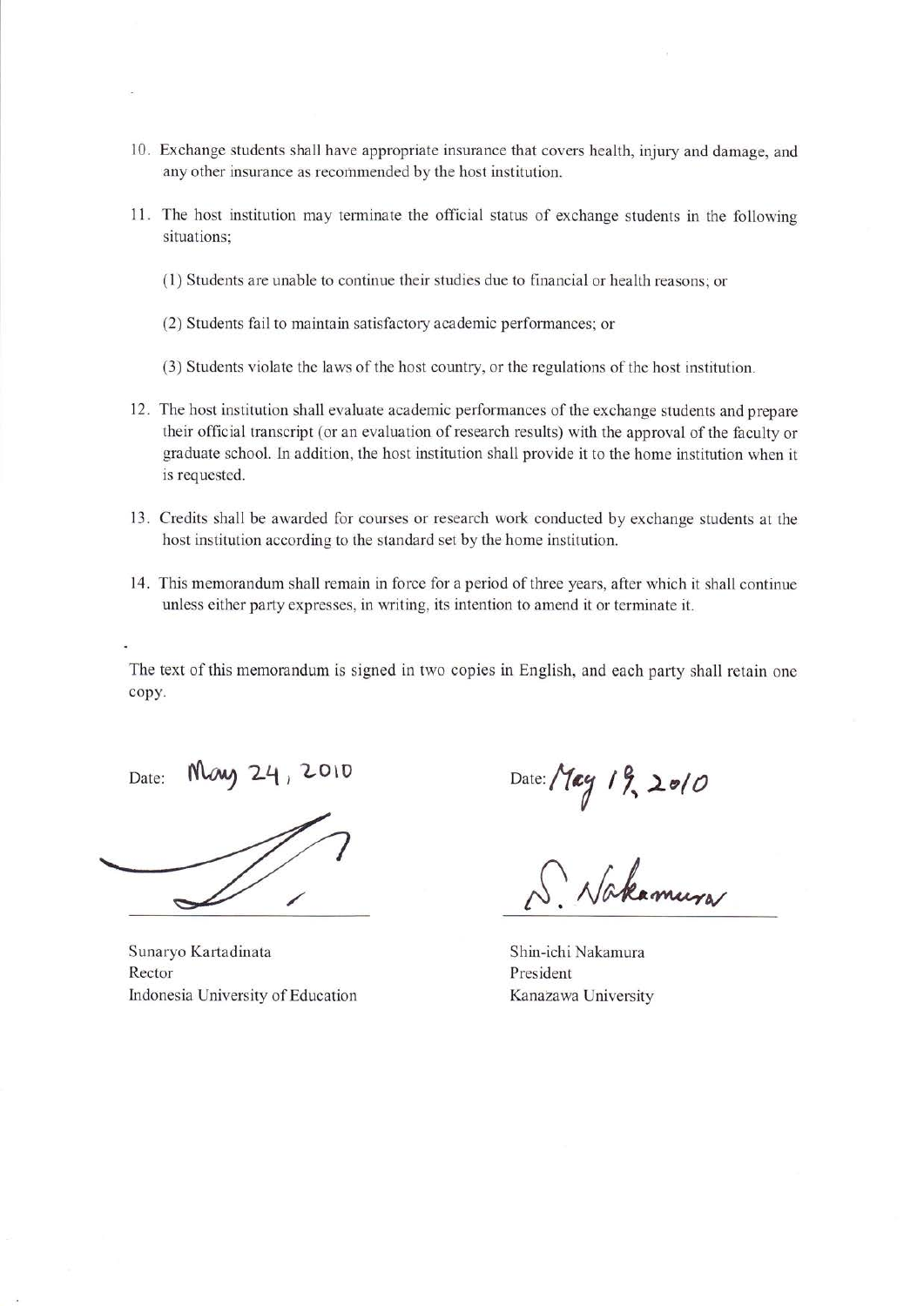10. Exchange students shall have appropriate insurance that covers health, injury and damage, and any other insurance as recommended by the host institution.

11. The host institution may terminate the official status of exchange students in the following situations;

    (1) Students are unable to continue their studies due to financial or health reasons; or

    (2) Students fail to maintain satisfactory academic performances; or

    (3) Students violate the laws of the host country, or the regulations of the host institution.

12. The host institution shall evaluate academic performances of the exchange students and prepare their official transcript (or an evaluation of research results) with the approval of the faculty or graduate school. In addition, the host institution shall provide it to the home institution when it is requested.

13. Credits shall be awarded for courses or research work conducted by exchange students at the host institution according to the standard set by the home institution.

14. This memorandum shall remain in force for a period of three years, after which it shall continue unless either party expresses, in writing, its intention to amend it or terminate it.

The text of this memorandum is signed in two copies in English, and each party shall retain one copy.

Date: May 24, 2010

Sunaryo Kartadinata
Rector
Indonesia University of Education

Date: May 19, 2010

S. Nakamura

Shin-ichi Nakamura
President
Kanazawa University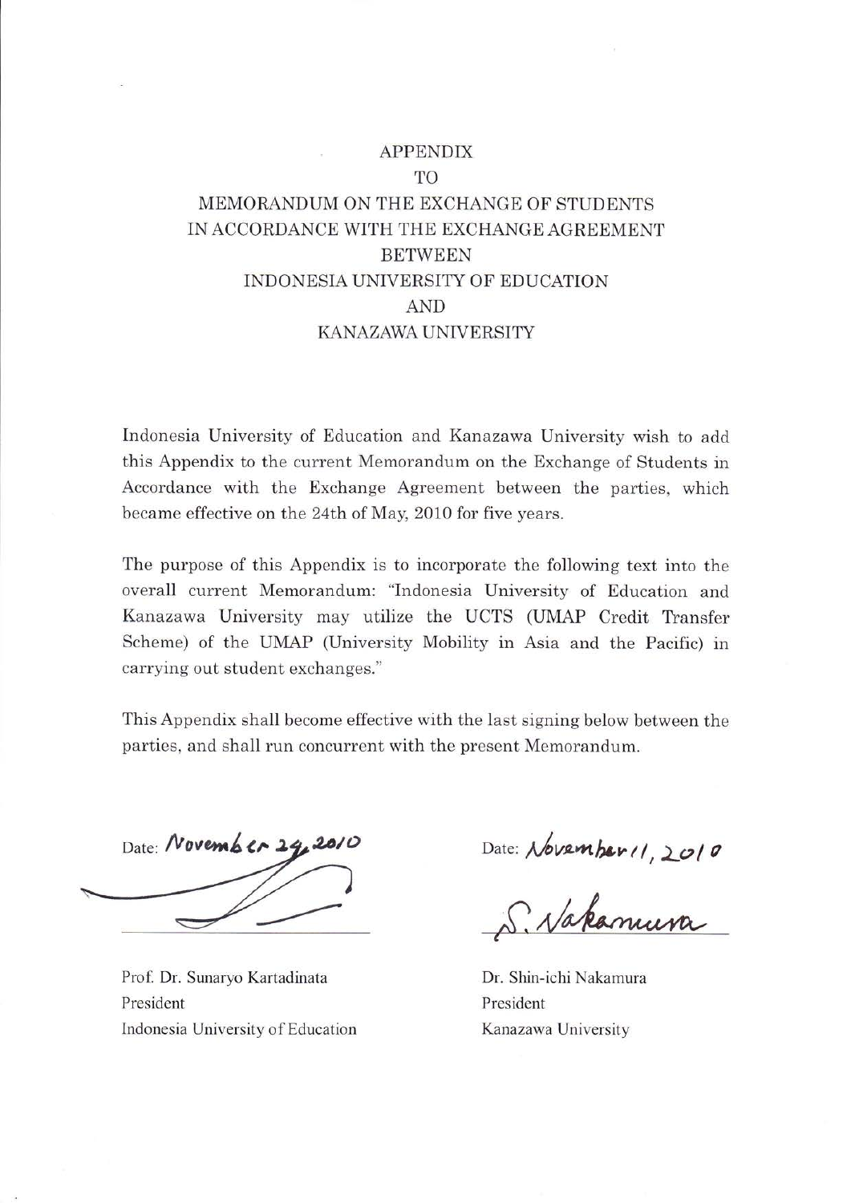# APPENDIX

## TO

## MEMORANDUM ON THE EXCHANGE OF STUDENTS IN ACCORDANCE WITH THE EXCHANGE AGREEMENT BETWEEN INDONESIA UNIVERSITY OF EDUCATION AND KANAZAWA UNIVERSITY

Indonesia University of Education and Kanazawa University wish to add this Appendix to the current Memorandum on the Exchange of Students in Accordance with the Exchange Agreement between the parties, which became effective on the 24th of May, 2010 for five years.

The purpose of this Appendix is to incorporate the following text into the overall current Memorandum: "Indonesia University of Education and Kanazawa University may utilize the UCTS (UMAP Credit Transfer Scheme) of the UMAP (University Mobility in Asia and the Pacific) in carrying out student exchanges."

This Appendix shall become effective with the last signing below between the parties, and shall run concurrent with the present Memorandum.

Date: November 24, 2010

Prof. Dr. Sunaryo Kartadinata
President
Indonesia University of Education

Date: November 11, 2010

S. Nakamura

Dr. Shin-ichi Nakamura
President
Kanazawa University